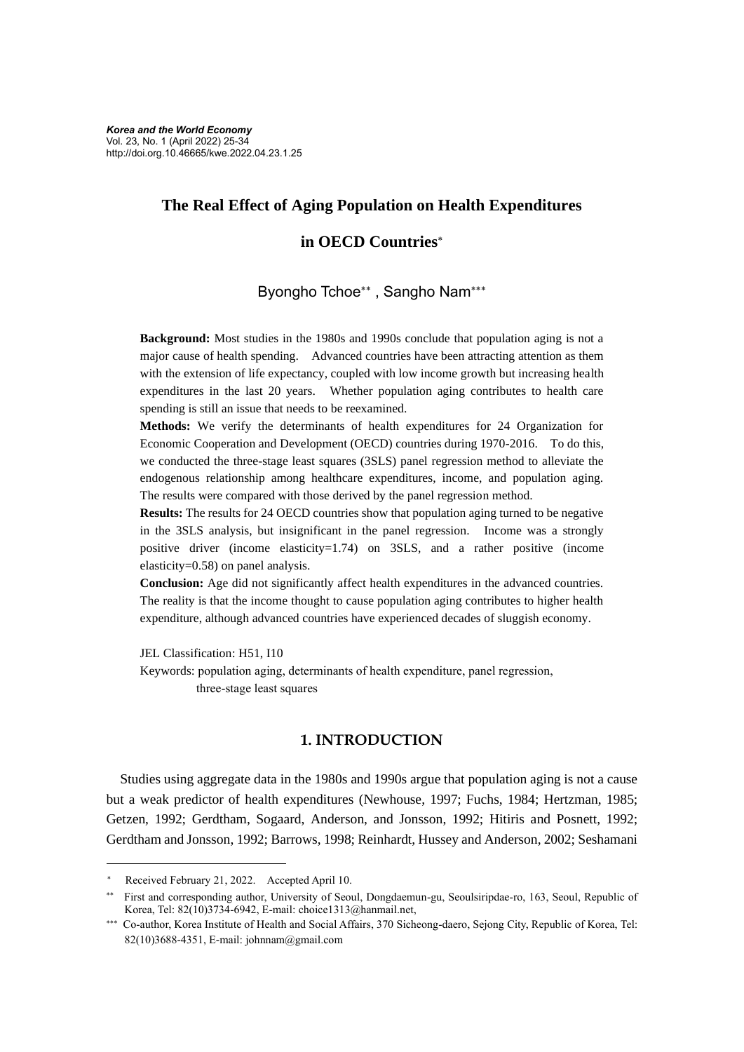*Korea and the World Economy*
Vol. 23, No. 1 (April 2022) 25-34
http://doi.org.10.46665/kwe.2022.04.23.1.25

# The Real Effect of Aging Population on Health Expenditures in OECD Countries[*]

Byongho Tchoe[**] , Sangho Nam[***]

**Background:** Most studies in the 1980s and 1990s conclude that population aging is not a major cause of health spending. Advanced countries have been attracting attention as them with the extension of life expectancy, coupled with low income growth but increasing health expenditures in the last 20 years. Whether population aging contributes to health care spending is still an issue that needs to be reexamined.

**Methods:** We verify the determinants of health expenditures for 24 Organization for Economic Cooperation and Development (OECD) countries during 1970-2016. To do this, we conducted the three-stage least squares (3SLS) panel regression method to alleviate the endogenous relationship among healthcare expenditures, income, and population aging. The results were compared with those derived by the panel regression method.

**Results:** The results for 24 OECD countries show that population aging turned to be negative in the 3SLS analysis, but insignificant in the panel regression. Income was a strongly positive driver (income elasticity=1.74) on 3SLS, and a rather positive (income elasticity=0.58) on panel analysis.

**Conclusion:** Age did not significantly affect health expenditures in the advanced countries. The reality is that the income thought to cause population aging contributes to higher health expenditure, although advanced countries have experienced decades of sluggish economy.

JEL Classification: H51, I10

Keywords: population aging, determinants of health expenditure, panel regression, three-stage least squares

## 1. INTRODUCTION

Studies using aggregate data in the 1980s and 1990s argue that population aging is not a cause but a weak predictor of health expenditures (Newhouse, 1997; Fuchs, 1984; Hertzman, 1985; Getzen, 1992; Gerdtham, Sogaard, Anderson, and Jonsson, 1992; Hitiris and Posnett, 1992; Gerdtham and Jonsson, 1992; Barrows, 1998; Reinhardt, Hussey and Anderson, 2002; Seshamani

---

[*] Received February 21, 2022. Accepted April 10.

[**] First and corresponding author, University of Seoul, Dongdaemun-gu, Seoulsiripdae-ro, 163, Seoul, Republic of Korea, Tel: 82(10)3734-6942, E-mail: choice1313@hanmail.net,

[***] Co-author, Korea Institute of Health and Social Affairs, 370 Sicheong-daero, Sejong City, Republic of Korea, Tel: 82(10)3688-4351, E-mail: johnnam@gmail.com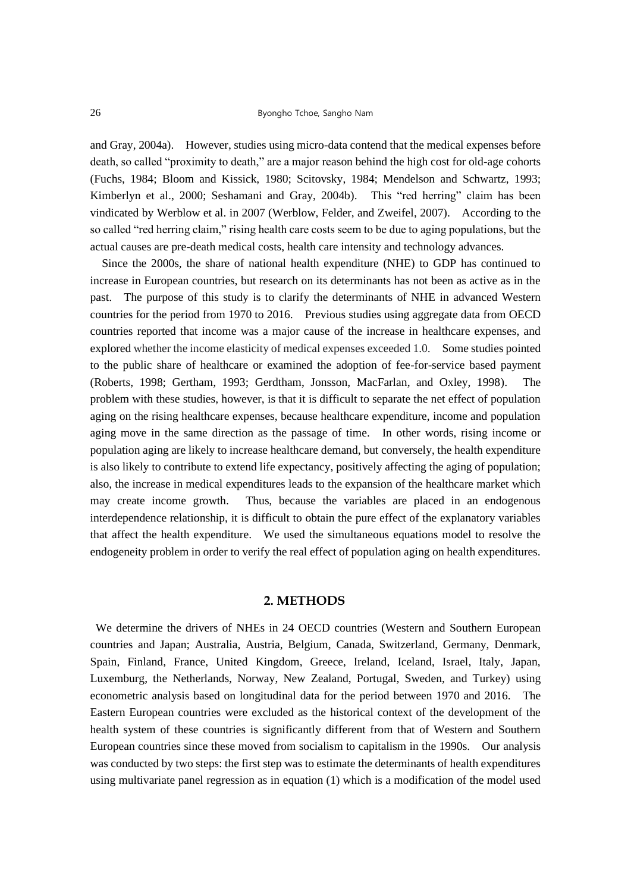and Gray, 2004a). However, studies using micro-data contend that the medical expenses before death, so called "proximity to death," are a major reason behind the high cost for old-age cohorts (Fuchs, 1984; Bloom and Kissick, 1980; Scitovsky, 1984; Mendelson and Schwartz, 1993; Kimberlyn et al., 2000; Seshamani and Gray, 2004b). This "red herring" claim has been vindicated by Werblow et al. in 2007 (Werblow, Felder, and Zweifel, 2007). According to the so called "red herring claim," rising health care costs seem to be due to aging populations, but the actual causes are pre-death medical costs, health care intensity and technology advances.

Since the 2000s, the share of national health expenditure (NHE) to GDP has continued to increase in European countries, but research on its determinants has not been as active as in the past. The purpose of this study is to clarify the determinants of NHE in advanced Western countries for the period from 1970 to 2016. Previous studies using aggregate data from OECD countries reported that income was a major cause of the increase in healthcare expenses, and explored whether the income elasticity of medical expenses exceeded 1.0. Some studies pointed to the public share of healthcare or examined the adoption of fee-for-service based payment (Roberts, 1998; Gertham, 1993; Gerdtham, Jonsson, MacFarlan, and Oxley, 1998). The problem with these studies, however, is that it is difficult to separate the net effect of population aging on the rising healthcare expenses, because healthcare expenditure, income and population aging move in the same direction as the passage of time. In other words, rising income or population aging are likely to increase healthcare demand, but conversely, the health expenditure is also likely to contribute to extend life expectancy, positively affecting the aging of population; also, the increase in medical expenditures leads to the expansion of the healthcare market which may create income growth. Thus, because the variables are placed in an endogenous interdependence relationship, it is difficult to obtain the pure effect of the explanatory variables that affect the health expenditure. We used the simultaneous equations model to resolve the endogeneity problem in order to verify the real effect of population aging on health expenditures.

## 2. METHODS

We determine the drivers of NHEs in 24 OECD countries (Western and Southern European countries and Japan; Australia, Austria, Belgium, Canada, Switzerland, Germany, Denmark, Spain, Finland, France, United Kingdom, Greece, Ireland, Iceland, Israel, Italy, Japan, Luxemburg, the Netherlands, Norway, New Zealand, Portugal, Sweden, and Turkey) using econometric analysis based on longitudinal data for the period between 1970 and 2016. The Eastern European countries were excluded as the historical context of the development of the health system of these countries is significantly different from that of Western and Southern European countries since these moved from socialism to capitalism in the 1990s. Our analysis was conducted by two steps: the first step was to estimate the determinants of health expenditures using multivariate panel regression as in equation (1) which is a modification of the model used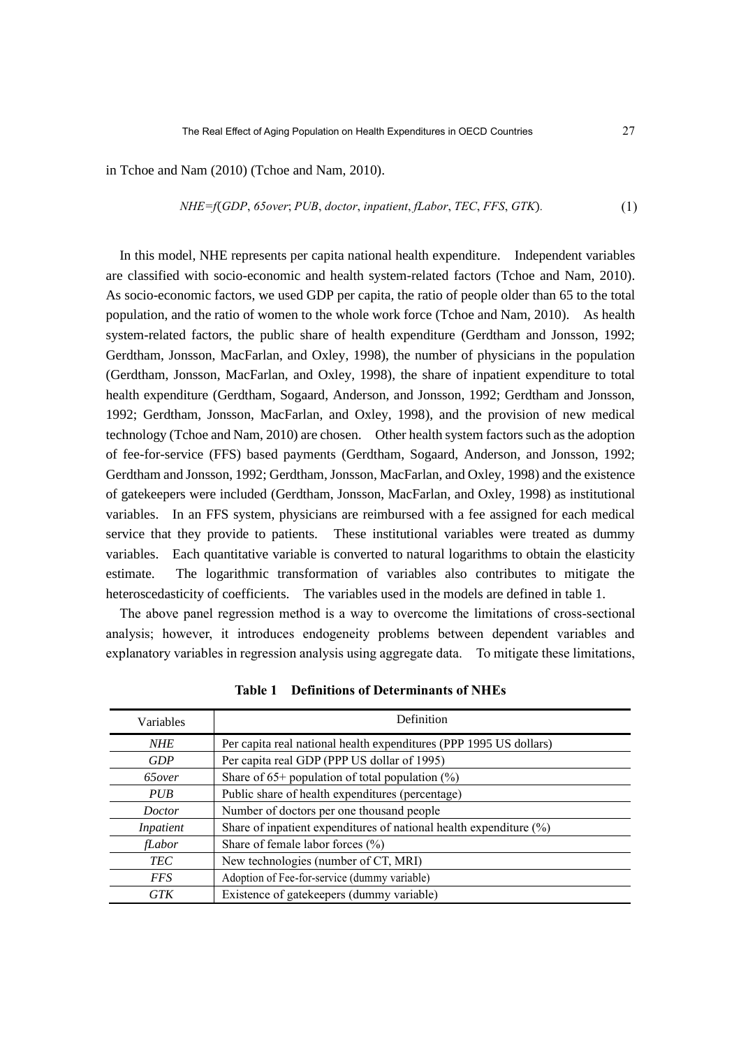in Tchoe and Nam (2010) (Tchoe and Nam, 2010).

$$NHE=f(GDP,\ 65over;\ PUB,\ doctor,\ inpatient,\ fLabor,\ TEC,\ FFS,\ GTK). \tag{1}$$

In this model, NHE represents per capita national health expenditure. Independent variables are classified with socio-economic and health system-related factors (Tchoe and Nam, 2010). As socio-economic factors, we used GDP per capita, the ratio of people older than 65 to the total population, and the ratio of women to the whole work force (Tchoe and Nam, 2010). As health system-related factors, the public share of health expenditure (Gerdtham and Jonsson, 1992; Gerdtham, Jonsson, MacFarlan, and Oxley, 1998), the number of physicians in the population (Gerdtham, Jonsson, MacFarlan, and Oxley, 1998), the share of inpatient expenditure to total health expenditure (Gerdtham, Sogaard, Anderson, and Jonsson, 1992; Gerdtham and Jonsson, 1992; Gerdtham, Jonsson, MacFarlan, and Oxley, 1998), and the provision of new medical technology (Tchoe and Nam, 2010) are chosen. Other health system factors such as the adoption of fee-for-service (FFS) based payments (Gerdtham, Sogaard, Anderson, and Jonsson, 1992; Gerdtham and Jonsson, 1992; Gerdtham, Jonsson, MacFarlan, and Oxley, 1998) and the existence of gatekeepers were included (Gerdtham, Jonsson, MacFarlan, and Oxley, 1998) as institutional variables. In an FFS system, physicians are reimbursed with a fee assigned for each medical service that they provide to patients. These institutional variables were treated as dummy variables. Each quantitative variable is converted to natural logarithms to obtain the elasticity estimate. The logarithmic transformation of variables also contributes to mitigate the heteroscedasticity of coefficients. The variables used in the models are defined in table 1.

The above panel regression method is a way to overcome the limitations of cross-sectional analysis; however, it introduces endogeneity problems between dependent variables and explanatory variables in regression analysis using aggregate data. To mitigate these limitations,

**Table 1 Definitions of Determinants of NHEs**

| Variables | Definition |
|---|---|
| *NHE* | Per capita real national health expenditures (PPP 1995 US dollars) |
| *GDP* | Per capita real GDP (PPP US dollar of 1995) |
| *65over* | Share of 65+ population of total population (%) |
| *PUB* | Public share of health expenditures (percentage) |
| *Doctor* | Number of doctors per one thousand people |
| *Inpatient* | Share of inpatient expenditures of national health expenditure (%) |
| *fLabor* | Share of female labor forces (%) |
| *TEC* | New technologies (number of CT, MRI) |
| *FFS* | Adoption of Fee-for-service (dummy variable) |
| *GTK* | Existence of gatekeepers (dummy variable) |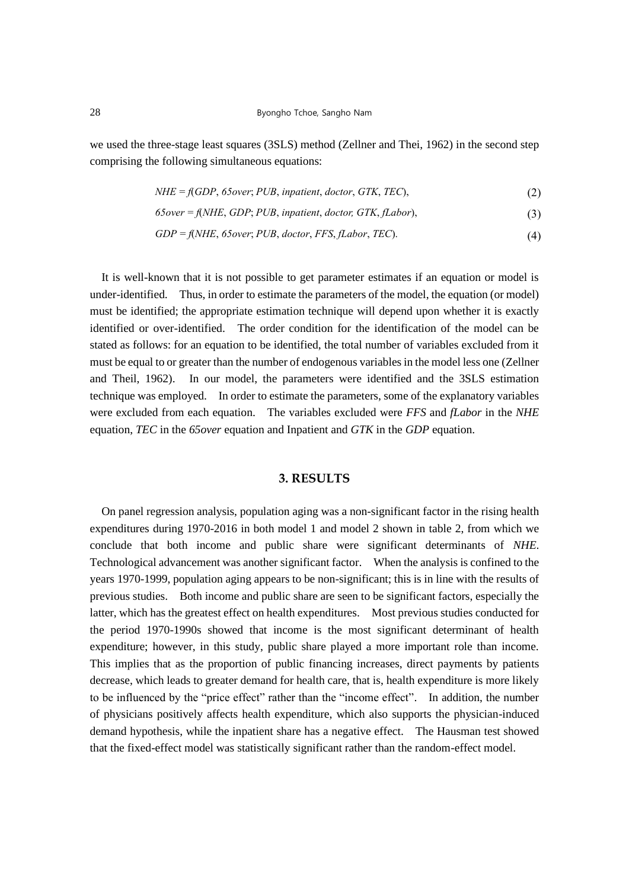we used the three-stage least squares (3SLS) method (Zellner and Thei, 1962) in the second step comprising the following simultaneous equations:

$$NHE = f(GDP, 65over; PUB, inpatient, doctor, GTK, TEC), \tag{2}$$

$$65over = f(NHE, GDP; PUB, inpatient, doctor, GTK, fLabor), \tag{3}$$

$$GDP = f(NHE, 65over; PUB, doctor, FFS, fLabor, TEC). \tag{4}$$

It is well-known that it is not possible to get parameter estimates if an equation or model is under-identified. Thus, in order to estimate the parameters of the model, the equation (or model) must be identified; the appropriate estimation technique will depend upon whether it is exactly identified or over-identified. The order condition for the identification of the model can be stated as follows: for an equation to be identified, the total number of variables excluded from it must be equal to or greater than the number of endogenous variables in the model less one (Zellner and Theil, 1962). In our model, the parameters were identified and the 3SLS estimation technique was employed. In order to estimate the parameters, some of the explanatory variables were excluded from each equation. The variables excluded were *FFS* and *fLabor* in the *NHE* equation, *TEC* in the *65over* equation and Inpatient and *GTK* in the *GDP* equation.

## 3. RESULTS

On panel regression analysis, population aging was a non-significant factor in the rising health expenditures during 1970-2016 in both model 1 and model 2 shown in table 2, from which we conclude that both income and public share were significant determinants of *NHE*. Technological advancement was another significant factor. When the analysis is confined to the years 1970-1999, population aging appears to be non-significant; this is in line with the results of previous studies. Both income and public share are seen to be significant factors, especially the latter, which has the greatest effect on health expenditures. Most previous studies conducted for the period 1970-1990s showed that income is the most significant determinant of health expenditure; however, in this study, public share played a more important role than income. This implies that as the proportion of public financing increases, direct payments by patients decrease, which leads to greater demand for health care, that is, health expenditure is more likely to be influenced by the "price effect" rather than the "income effect". In addition, the number of physicians positively affects health expenditure, which also supports the physician-induced demand hypothesis, while the inpatient share has a negative effect. The Hausman test showed that the fixed-effect model was statistically significant rather than the random-effect model.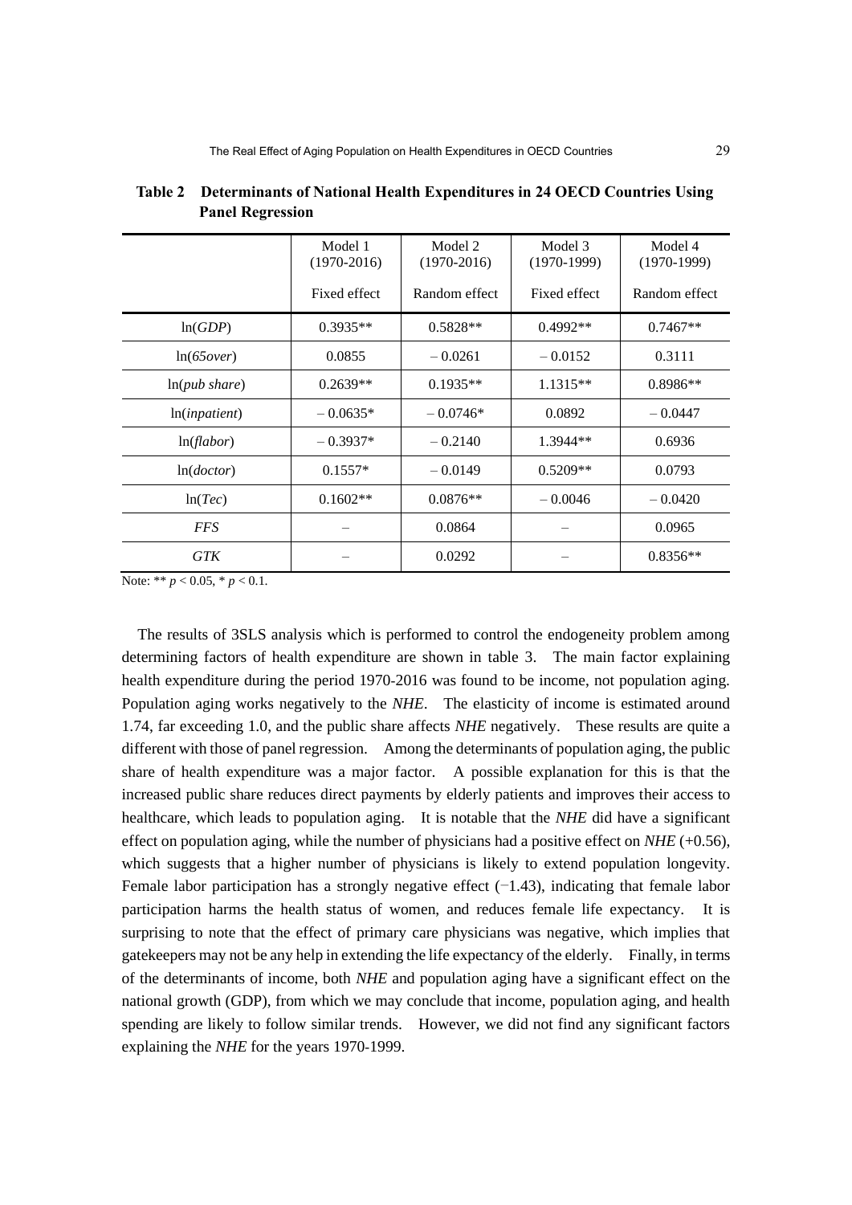**Table 2 Determinants of National Health Expenditures in 24 OECD Countries Using Panel Regression**

| | Model 1 (1970-2016) | Model 2 (1970-2016) | Model 3 (1970-1999) | Model 4 (1970-1999) |
|---|---|---|---|---|
| | Fixed effect | Random effect | Fixed effect | Random effect |
| ln(*GDP*) | 0.3935** | 0.5828** | 0.4992** | 0.7467** |
| ln(*65over*) | 0.0855 | – 0.0261 | – 0.0152 | 0.3111 |
| ln(*pub share*) | 0.2639** | 0.1935** | 1.1315** | 0.8986** |
| ln(*inpatient*) | – 0.0635* | – 0.0746* | 0.0892 | – 0.0447 |
| ln(*flabor*) | – 0.3937* | – 0.2140 | 1.3944** | 0.6936 |
| ln(*doctor*) | 0.1557* | – 0.0149 | 0.5209** | 0.0793 |
| ln(*Tec*) | 0.1602** | 0.0876** | – 0.0046 | – 0.0420 |
| *FFS* | – | 0.0864 | – | 0.0965 |
| *GTK* | – | 0.0292 | – | 0.8356** |

Note: ** $p < 0.05$, * $p < 0.1$.

The results of 3SLS analysis which is performed to control the endogeneity problem among determining factors of health expenditure are shown in table 3. The main factor explaining health expenditure during the period 1970-2016 was found to be income, not population aging. Population aging works negatively to the *NHE*. The elasticity of income is estimated around 1.74, far exceeding 1.0, and the public share affects *NHE* negatively. These results are quite a different with those of panel regression. Among the determinants of population aging, the public share of health expenditure was a major factor. A possible explanation for this is that the increased public share reduces direct payments by elderly patients and improves their access to healthcare, which leads to population aging. It is notable that the *NHE* did have a significant effect on population aging, while the number of physicians had a positive effect on *NHE* (+0.56), which suggests that a higher number of physicians is likely to extend population longevity. Female labor participation has a strongly negative effect (−1.43), indicating that female labor participation harms the health status of women, and reduces female life expectancy. It is surprising to note that the effect of primary care physicians was negative, which implies that gatekeepers may not be any help in extending the life expectancy of the elderly. Finally, in terms of the determinants of income, both *NHE* and population aging have a significant effect on the national growth (GDP), from which we may conclude that income, population aging, and health spending are likely to follow similar trends. However, we did not find any significant factors explaining the *NHE* for the years 1970-1999.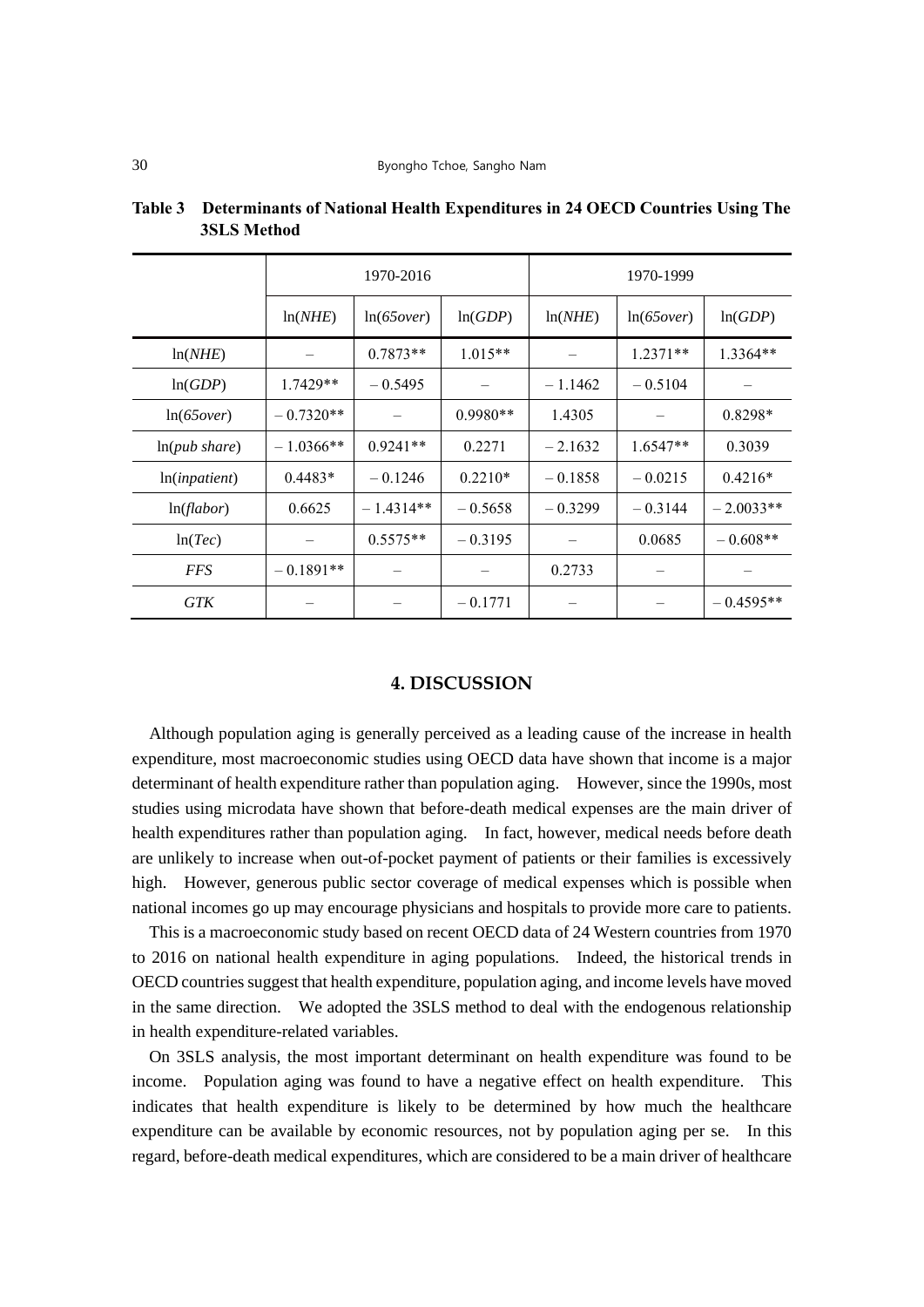**Table 3 Determinants of National Health Expenditures in 24 OECD Countries Using The 3SLS Method**

| | 1970-2016 | | | 1970-1999 | | |
|---|---|---|---|---|---|---|
| | ln(*NHE*) | ln(*65over*) | ln(*GDP*) | ln(*NHE*) | ln(*65over*) | ln(*GDP*) |
| ln(*NHE*) | – | 0.7873** | 1.015** | – | 1.2371** | 1.3364** |
| ln(*GDP*) | 1.7429** | – 0.5495 | – | – 1.1462 | – 0.5104 | – |
| ln(*65over*) | – 0.7320** | – | 0.9980** | 1.4305 | – | 0.8298* |
| ln(*pub share*) | – 1.0366** | 0.9241** | 0.2271 | – 2.1632 | 1.6547** | 0.3039 |
| ln(*inpatient*) | 0.4483* | – 0.1246 | 0.2210* | – 0.1858 | – 0.0215 | 0.4216* |
| ln(*flabor*) | 0.6625 | – 1.4314** | – 0.5658 | – 0.3299 | – 0.3144 | – 2.0033** |
| ln(*Tec*) | – | 0.5575** | – 0.3195 | – | 0.0685 | – 0.608** |
| *FFS* | – 0.1891** | – | – | 0.2733 | – | – |
| *GTK* | – | – | – 0.1771 | – | – | – 0.4595** |

## 4. DISCUSSION

Although population aging is generally perceived as a leading cause of the increase in health expenditure, most macroeconomic studies using OECD data have shown that income is a major determinant of health expenditure rather than population aging. However, since the 1990s, most studies using microdata have shown that before-death medical expenses are the main driver of health expenditures rather than population aging. In fact, however, medical needs before death are unlikely to increase when out-of-pocket payment of patients or their families is excessively high. However, generous public sector coverage of medical expenses which is possible when national incomes go up may encourage physicians and hospitals to provide more care to patients.

This is a macroeconomic study based on recent OECD data of 24 Western countries from 1970 to 2016 on national health expenditure in aging populations. Indeed, the historical trends in OECD countries suggest that health expenditure, population aging, and income levels have moved in the same direction. We adopted the 3SLS method to deal with the endogenous relationship in health expenditure-related variables.

On 3SLS analysis, the most important determinant on health expenditure was found to be income. Population aging was found to have a negative effect on health expenditure. This indicates that health expenditure is likely to be determined by how much the healthcare expenditure can be available by economic resources, not by population aging per se. In this regard, before-death medical expenditures, which are considered to be a main driver of healthcare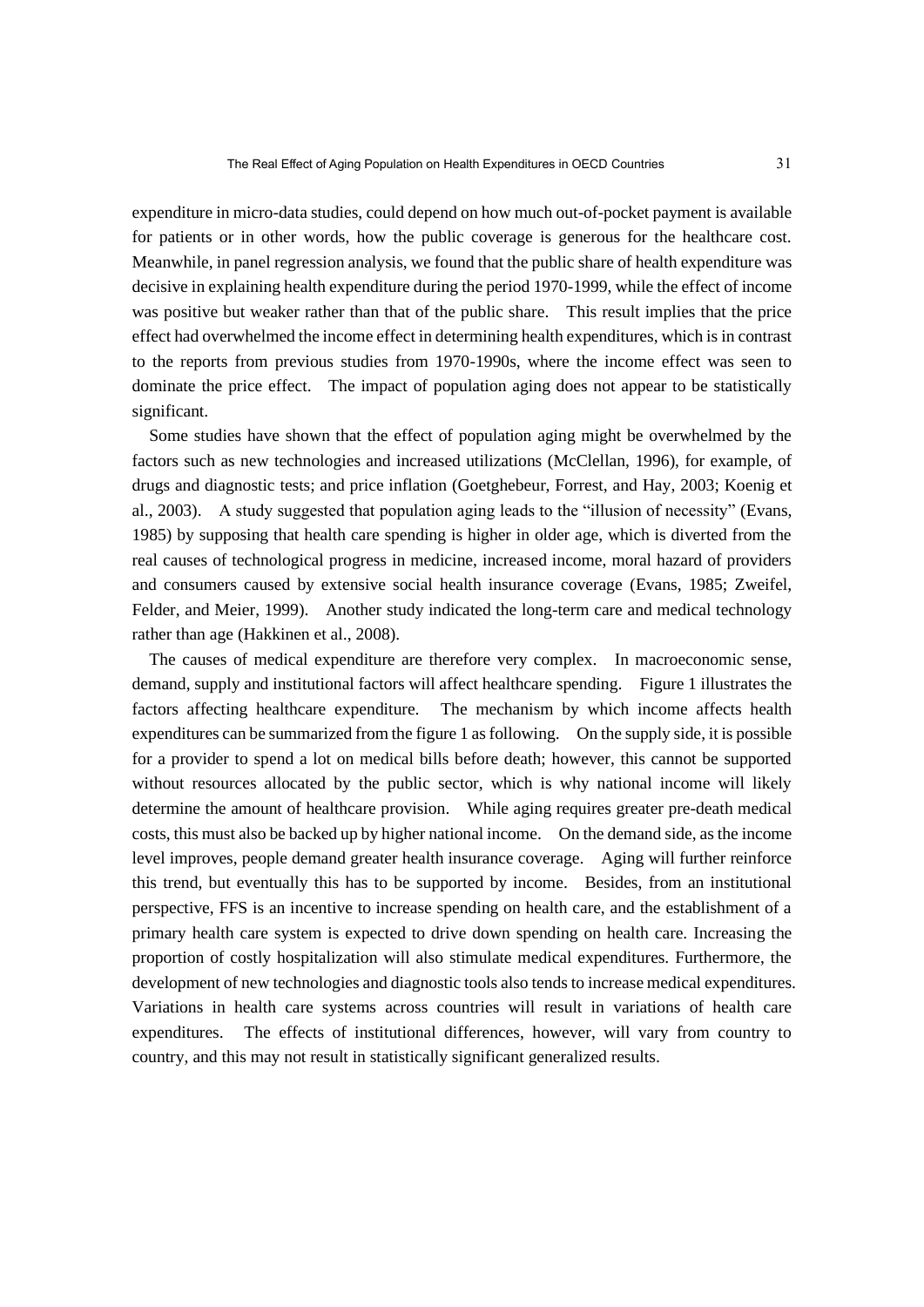expenditure in micro-data studies, could depend on how much out-of-pocket payment is available for patients or in other words, how the public coverage is generous for the healthcare cost. Meanwhile, in panel regression analysis, we found that the public share of health expenditure was decisive in explaining health expenditure during the period 1970-1999, while the effect of income was positive but weaker rather than that of the public share. This result implies that the price effect had overwhelmed the income effect in determining health expenditures, which is in contrast to the reports from previous studies from 1970-1990s, where the income effect was seen to dominate the price effect. The impact of population aging does not appear to be statistically significant.

Some studies have shown that the effect of population aging might be overwhelmed by the factors such as new technologies and increased utilizations (McClellan, 1996), for example, of drugs and diagnostic tests; and price inflation (Goetghebeur, Forrest, and Hay, 2003; Koenig et al., 2003). A study suggested that population aging leads to the "illusion of necessity" (Evans, 1985) by supposing that health care spending is higher in older age, which is diverted from the real causes of technological progress in medicine, increased income, moral hazard of providers and consumers caused by extensive social health insurance coverage (Evans, 1985; Zweifel, Felder, and Meier, 1999). Another study indicated the long-term care and medical technology rather than age (Hakkinen et al., 2008).

The causes of medical expenditure are therefore very complex. In macroeconomic sense, demand, supply and institutional factors will affect healthcare spending. Figure 1 illustrates the factors affecting healthcare expenditure. The mechanism by which income affects health expenditures can be summarized from the figure 1 as following. On the supply side, it is possible for a provider to spend a lot on medical bills before death; however, this cannot be supported without resources allocated by the public sector, which is why national income will likely determine the amount of healthcare provision. While aging requires greater pre-death medical costs, this must also be backed up by higher national income. On the demand side, as the income level improves, people demand greater health insurance coverage. Aging will further reinforce this trend, but eventually this has to be supported by income. Besides, from an institutional perspective, FFS is an incentive to increase spending on health care, and the establishment of a primary health care system is expected to drive down spending on health care. Increasing the proportion of costly hospitalization will also stimulate medical expenditures. Furthermore, the development of new technologies and diagnostic tools also tends to increase medical expenditures. Variations in health care systems across countries will result in variations of health care expenditures. The effects of institutional differences, however, will vary from country to country, and this may not result in statistically significant generalized results.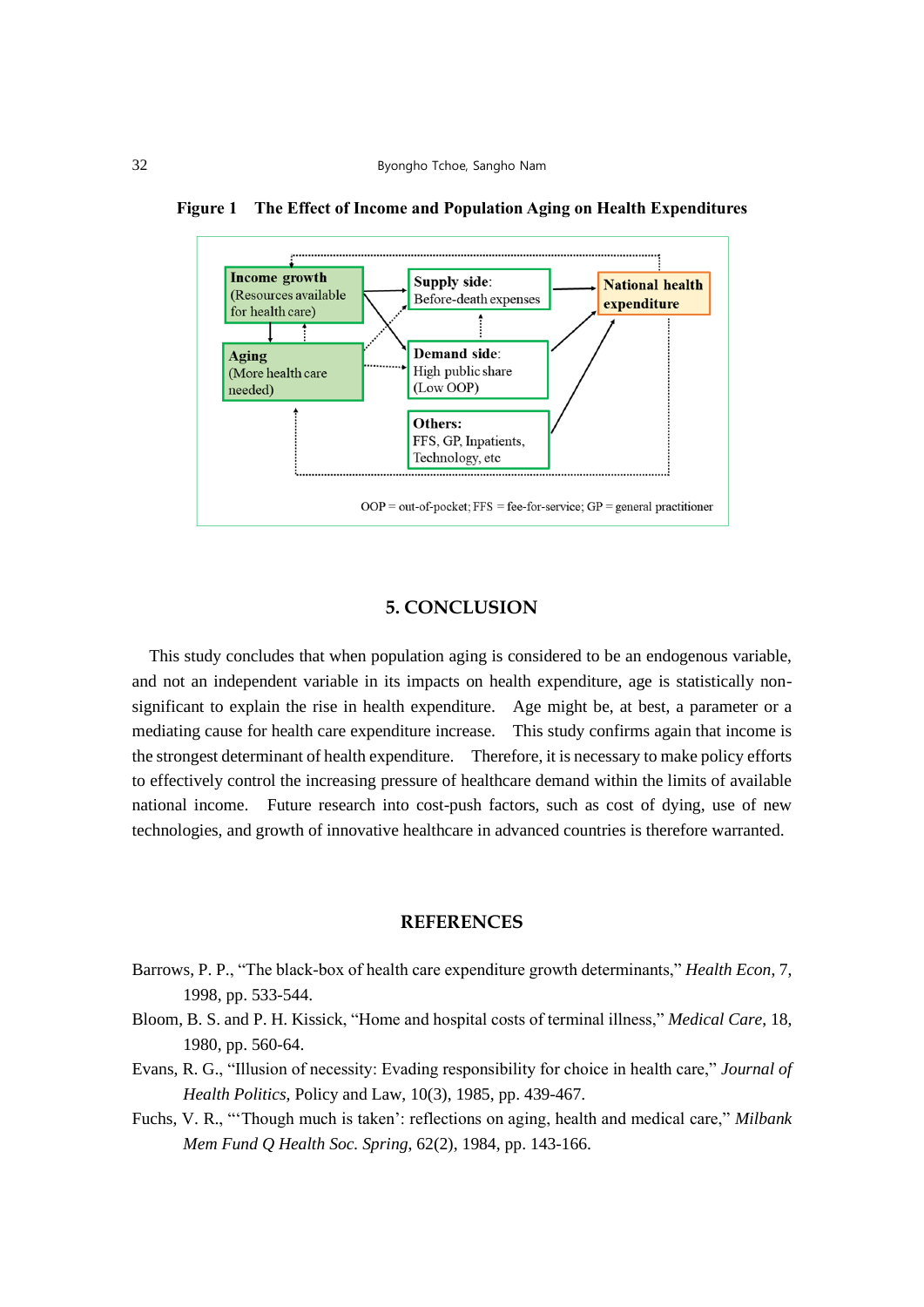**Figure 1  The Effect of Income and Population Aging on Health Expenditures**

**Income growth** (Resources available for health care)

**Aging** (More health care needed)

**Supply side**: Before-death expenses

**Demand side**: High public share (Low OOP)

**Others:** FFS, GP, Inpatients, Technology, etc

**National health expenditure**

OOP = out-of-pocket; FFS = fee-for-service; GP = general practitioner

## 5. CONCLUSION

This study concludes that when population aging is considered to be an endogenous variable, and not an independent variable in its impacts on health expenditure, age is statistically non-significant to explain the rise in health expenditure. Age might be, at best, a parameter or a mediating cause for health care expenditure increase. This study confirms again that income is the strongest determinant of health expenditure. Therefore, it is necessary to make policy efforts to effectively control the increasing pressure of healthcare demand within the limits of available national income. Future research into cost-push factors, such as cost of dying, use of new technologies, and growth of innovative healthcare in advanced countries is therefore warranted.

## REFERENCES

Barrows, P. P., "The black-box of health care expenditure growth determinants," *Health Econ*, 7, 1998, pp. 533-544.

Bloom, B. S. and P. H. Kissick, "Home and hospital costs of terminal illness," *Medical Care*, 18, 1980, pp. 560-64.

Evans, R. G., "Illusion of necessity: Evading responsibility for choice in health care," *Journal of Health Politics*, Policy and Law, 10(3), 1985, pp. 439-467.

Fuchs, V. R., "'Though much is taken': reflections on aging, health and medical care," *Milbank Mem Fund Q Health Soc. Spring*, 62(2), 1984, pp. 143-166.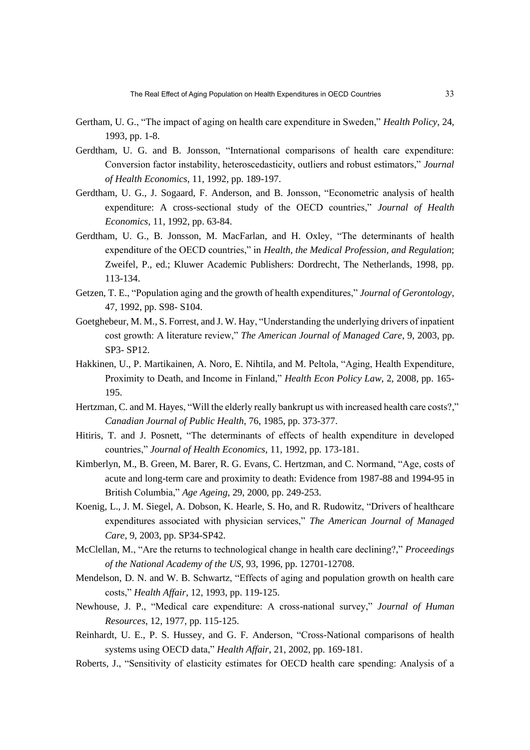Gertham, U. G., "The impact of aging on health care expenditure in Sweden," *Health Policy*, 24, 1993, pp. 1-8.

Gerdtham, U. G. and B. Jonsson, "International comparisons of health care expenditure: Conversion factor instability, heteroscedasticity, outliers and robust estimators," *Journal of Health Economics*, 11, 1992, pp. 189-197.

Gerdtham, U. G., J. Sogaard, F. Anderson, and B. Jonsson, "Econometric analysis of health expenditure: A cross-sectional study of the OECD countries," *Journal of Health Economics*, 11, 1992, pp. 63-84.

Gerdtham, U. G., B. Jonsson, M. MacFarlan, and H. Oxley, "The determinants of health expenditure of the OECD countries," in *Health, the Medical Profession, and Regulation*; Zweifel, P., ed.; Kluwer Academic Publishers: Dordrecht, The Netherlands, 1998, pp. 113-134.

Getzen, T. E., "Population aging and the growth of health expenditures," *Journal of Gerontology*, 47, 1992, pp. S98- S104.

Goetghebeur, M. M., S. Forrest, and J. W. Hay, "Understanding the underlying drivers of inpatient cost growth: A literature review," *The American Journal of Managed Care*, 9, 2003, pp. SP3- SP12.

Hakkinen, U., P. Martikainen, A. Noro, E. Nihtila, and M. Peltola, "Aging, Health Expenditure, Proximity to Death, and Income in Finland," *Health Econ Policy Law*, 2, 2008, pp. 165-195.

Hertzman, C. and M. Hayes, "Will the elderly really bankrupt us with increased health care costs?," *Canadian Journal of Public Health*, 76, 1985, pp. 373-377.

Hitiris, T. and J. Posnett, "The determinants of effects of health expenditure in developed countries," *Journal of Health Economics*, 11, 1992, pp. 173-181.

Kimberlyn, M., B. Green, M. Barer, R. G. Evans, C. Hertzman, and C. Normand, "Age, costs of acute and long-term care and proximity to death: Evidence from 1987-88 and 1994-95 in British Columbia," *Age Ageing*, 29, 2000, pp. 249-253.

Koenig, L., J. M. Siegel, A. Dobson, K. Hearle, S. Ho, and R. Rudowitz, "Drivers of healthcare expenditures associated with physician services," *The American Journal of Managed Care*, 9, 2003, pp. SP34-SP42.

McClellan, M., "Are the returns to technological change in health care declining?," *Proceedings of the National Academy of the US*, 93, 1996, pp. 12701-12708.

Mendelson, D. N. and W. B. Schwartz, "Effects of aging and population growth on health care costs," *Health Affair*, 12, 1993, pp. 119-125.

Newhouse, J. P., "Medical care expenditure: A cross-national survey," *Journal of Human Resources*, 12, 1977, pp. 115-125.

Reinhardt, U. E., P. S. Hussey, and G. F. Anderson, "Cross-National comparisons of health systems using OECD data," *Health Affair*, 21, 2002, pp. 169-181.

Roberts, J., "Sensitivity of elasticity estimates for OECD health care spending: Analysis of a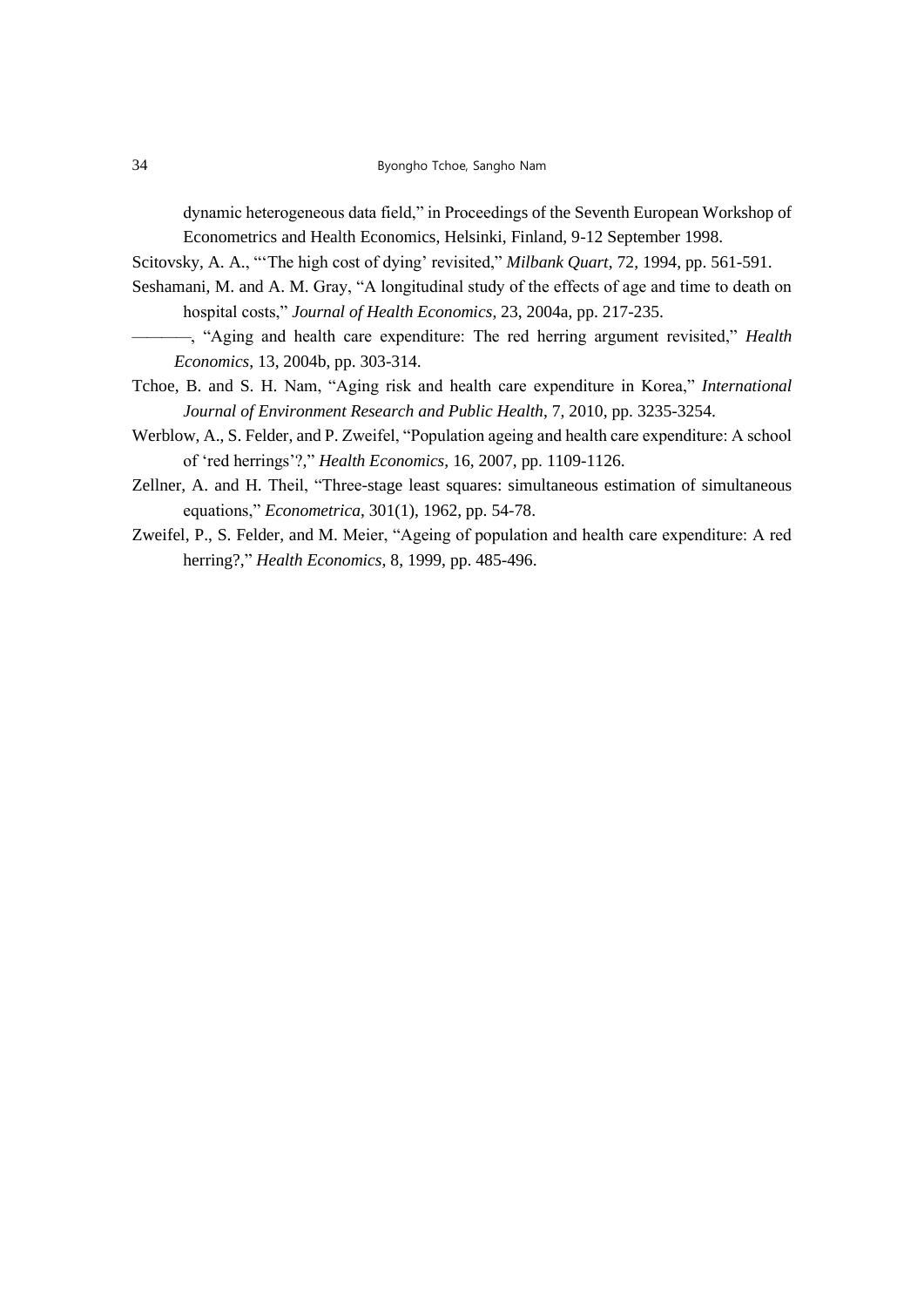dynamic heterogeneous data field," in Proceedings of the Seventh European Workshop of Econometrics and Health Economics, Helsinki, Finland, 9-12 September 1998.

Scitovsky, A. A., "'The high cost of dying' revisited," *Milbank Quart*, 72, 1994, pp. 561-591.

Seshamani, M. and A. M. Gray, "A longitudinal study of the effects of age and time to death on hospital costs," *Journal of Health Economics*, 23, 2004a, pp. 217-235.

———, "Aging and health care expenditure: The red herring argument revisited," *Health Economics*, 13, 2004b, pp. 303-314.

Tchoe, B. and S. H. Nam, "Aging risk and health care expenditure in Korea," *International Journal of Environment Research and Public Health*, 7, 2010, pp. 3235-3254.

Werblow, A., S. Felder, and P. Zweifel, "Population ageing and health care expenditure: A school of 'red herrings'?," *Health Economics*, 16, 2007, pp. 1109-1126.

Zellner, A. and H. Theil, "Three-stage least squares: simultaneous estimation of simultaneous equations," *Econometrica*, 301(1), 1962, pp. 54-78.

Zweifel, P., S. Felder, and M. Meier, "Ageing of population and health care expenditure: A red herring?," *Health Economics*, 8, 1999, pp. 485-496.